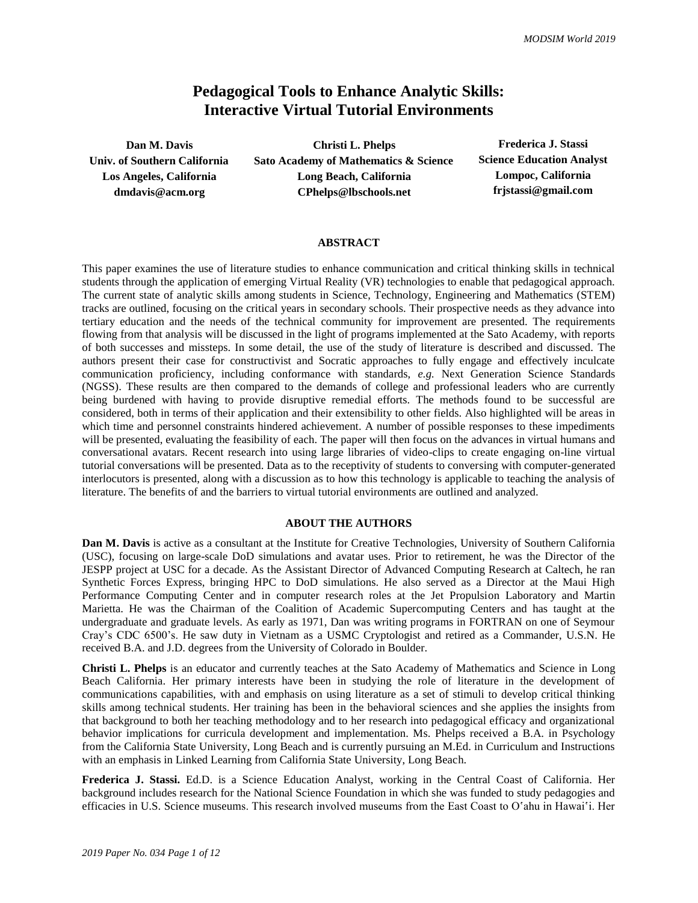# Pedagogical Tools to Enhance Analytic Skills: Interactive Virtual Tutorial Environments

**Dan M. Davis**
**Univ. of Southern California**
**Los Angeles, California**
**dmdavis@acm.org**

**Christi L. Phelps**
**Sato Academy of Mathematics & Science**
**Long Beach, California**
**CPhelps@lbschools.net**

**Frederica J. Stassi**
**Science Education Analyst**
**Lompoc, California**
**frjstassi@gmail.com**

## ABSTRACT

This paper examines the use of literature studies to enhance communication and critical thinking skills in technical students through the application of emerging Virtual Reality (VR) technologies to enable that pedagogical approach. The current state of analytic skills among students in Science, Technology, Engineering and Mathematics (STEM) tracks are outlined, focusing on the critical years in secondary schools. Their prospective needs as they advance into tertiary education and the needs of the technical community for improvement are presented. The requirements flowing from that analysis will be discussed in the light of programs implemented at the Sato Academy, with reports of both successes and missteps. In some detail, the use of the study of literature is described and discussed. The authors present their case for constructivist and Socratic approaches to fully engage and effectively inculcate communication proficiency, including conformance with standards, *e.g.* Next Generation Science Standards (NGSS). These results are then compared to the demands of college and professional leaders who are currently being burdened with having to provide disruptive remedial efforts. The methods found to be successful are considered, both in terms of their application and their extensibility to other fields. Also highlighted will be areas in which time and personnel constraints hindered achievement. A number of possible responses to these impediments will be presented, evaluating the feasibility of each. The paper will then focus on the advances in virtual humans and conversational avatars. Recent research into using large libraries of video-clips to create engaging on-line virtual tutorial conversations will be presented. Data as to the receptivity of students to conversing with computer-generated interlocutors is presented, along with a discussion as to how this technology is applicable to teaching the analysis of literature. The benefits of and the barriers to virtual tutorial environments are outlined and analyzed.

## ABOUT THE AUTHORS

**Dan M. Davis** is active as a consultant at the Institute for Creative Technologies, University of Southern California (USC), focusing on large-scale DoD simulations and avatar uses. Prior to retirement, he was the Director of the JESPP project at USC for a decade. As the Assistant Director of Advanced Computing Research at Caltech, he ran Synthetic Forces Express, bringing HPC to DoD simulations. He also served as a Director at the Maui High Performance Computing Center and in computer research roles at the Jet Propulsion Laboratory and Martin Marietta. He was the Chairman of the Coalition of Academic Supercomputing Centers and has taught at the undergraduate and graduate levels. As early as 1971, Dan was writing programs in FORTRAN on one of Seymour Cray's CDC 6500's. He saw duty in Vietnam as a USMC Cryptologist and retired as a Commander, U.S.N. He received B.A. and J.D. degrees from the University of Colorado in Boulder.

**Christi L. Phelps** is an educator and currently teaches at the Sato Academy of Mathematics and Science in Long Beach California. Her primary interests have been in studying the role of literature in the development of communications capabilities, with and emphasis on using literature as a set of stimuli to develop critical thinking skills among technical students. Her training has been in the behavioral sciences and she applies the insights from that background to both her teaching methodology and to her research into pedagogical efficacy and organizational behavior implications for curricula development and implementation. Ms. Phelps received a B.A. in Psychology from the California State University, Long Beach and is currently pursuing an M.Ed. in Curriculum and Instructions with an emphasis in Linked Learning from California State University, Long Beach.

**Frederica J. Stassi.** Ed.D. is a Science Education Analyst, working in the Central Coast of California. Her background includes research for the National Science Foundation in which she was funded to study pedagogies and efficacies in U.S. Science museums. This research involved museums from the East Coast to O'ahu in Hawai'i. Her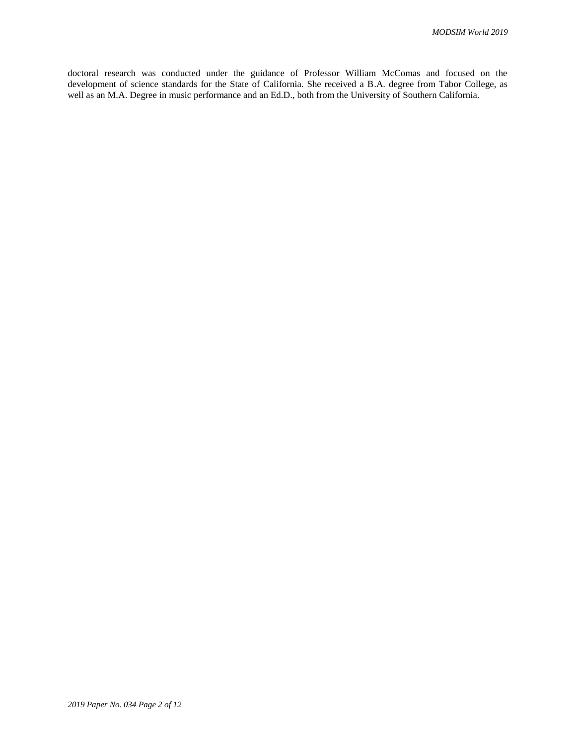doctoral research was conducted under the guidance of Professor William McComas and focused on the development of science standards for the State of California. She received a B.A. degree from Tabor College, as well as an M.A. Degree in music performance and an Ed.D., both from the University of Southern California.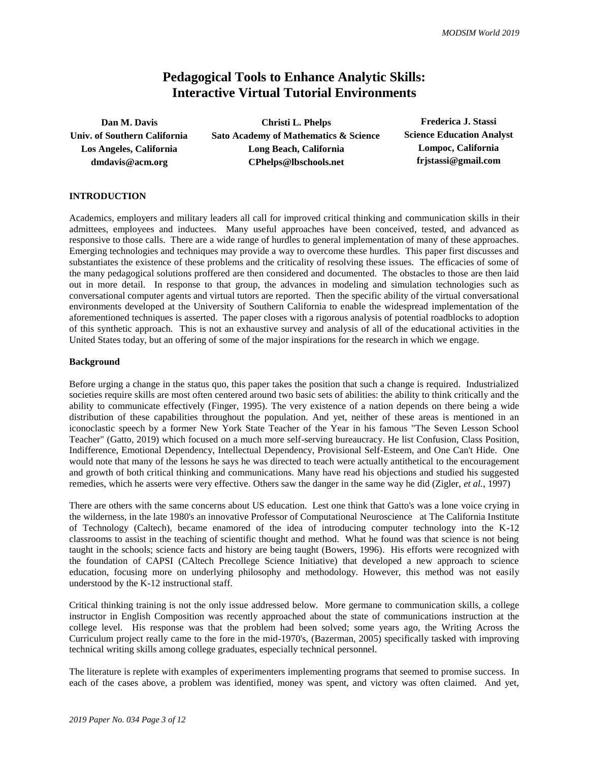# Pedagogical Tools to Enhance Analytic Skills: Interactive Virtual Tutorial Environments

| Dan M. Davis | Christi L. Phelps | Frederica J. Stassi |
|---|---|---|
| Univ. of Southern California | Sato Academy of Mathematics & Science | Science Education Analyst |
| Los Angeles, California | Long Beach, California | Lompoc, California |
| dmdavis@acm.org | CPhelps@lbschools.net | frjstassi@gmail.com |

## INTRODUCTION

Academics, employers and military leaders all call for improved critical thinking and communication skills in their admittees, employees and inductees. Many useful approaches have been conceived, tested, and advanced as responsive to those calls. There are a wide range of hurdles to general implementation of many of these approaches. Emerging technologies and techniques may provide a way to overcome these hurdles. This paper first discusses and substantiates the existence of these problems and the criticality of resolving these issues. The efficacies of some of the many pedagogical solutions proffered are then considered and documented. The obstacles to those are then laid out in more detail. In response to that group, the advances in modeling and simulation technologies such as conversational computer agents and virtual tutors are reported. Then the specific ability of the virtual conversational environments developed at the University of Southern California to enable the widespread implementation of the aforementioned techniques is asserted. The paper closes with a rigorous analysis of potential roadblocks to adoption of this synthetic approach. This is not an exhaustive survey and analysis of all of the educational activities in the United States today, but an offering of some of the major inspirations for the research in which we engage.

### Background

Before urging a change in the status quo, this paper takes the position that such a change is required. Industrialized societies require skills are most often centered around two basic sets of abilities: the ability to think critically and the ability to communicate effectively (Finger, 1995). The very existence of a nation depends on there being a wide distribution of these capabilities throughout the population. And yet, neither of these areas is mentioned in an iconoclastic speech by a former New York State Teacher of the Year in his famous "The Seven Lesson School Teacher" (Gatto, 2019) which focused on a much more self-serving bureaucracy. He list Confusion, Class Position, Indifference, Emotional Dependency, Intellectual Dependency, Provisional Self-Esteem, and One Can't Hide. One would note that many of the lessons he says he was directed to teach were actually antithetical to the encouragement and growth of both critical thinking and communications. Many have read his objections and studied his suggested remedies, which he asserts were very effective. Others saw the danger in the same way he did (Zigler, *et al.*, 1997)

There are others with the same concerns about US education. Lest one think that Gatto's was a lone voice crying in the wilderness, in the late 1980's an innovative Professor of Computational Neuroscience at The California Institute of Technology (Caltech), became enamored of the idea of introducing computer technology into the K-12 classrooms to assist in the teaching of scientific thought and method. What he found was that science is not being taught in the schools; science facts and history are being taught (Bowers, 1996). His efforts were recognized with the foundation of CAPSI (CAltech Precollege Science Initiative) that developed a new approach to science education, focusing more on underlying philosophy and methodology. However, this method was not easily understood by the K-12 instructional staff.

Critical thinking training is not the only issue addressed below. More germane to communication skills, a college instructor in English Composition was recently approached about the state of communications instruction at the college level. His response was that the problem had been solved; some years ago, the Writing Across the Curriculum project really came to the fore in the mid-1970's, (Bazerman, 2005) specifically tasked with improving technical writing skills among college graduates, especially technical personnel.

The literature is replete with examples of experimenters implementing programs that seemed to promise success. In each of the cases above, a problem was identified, money was spent, and victory was often claimed. And yet,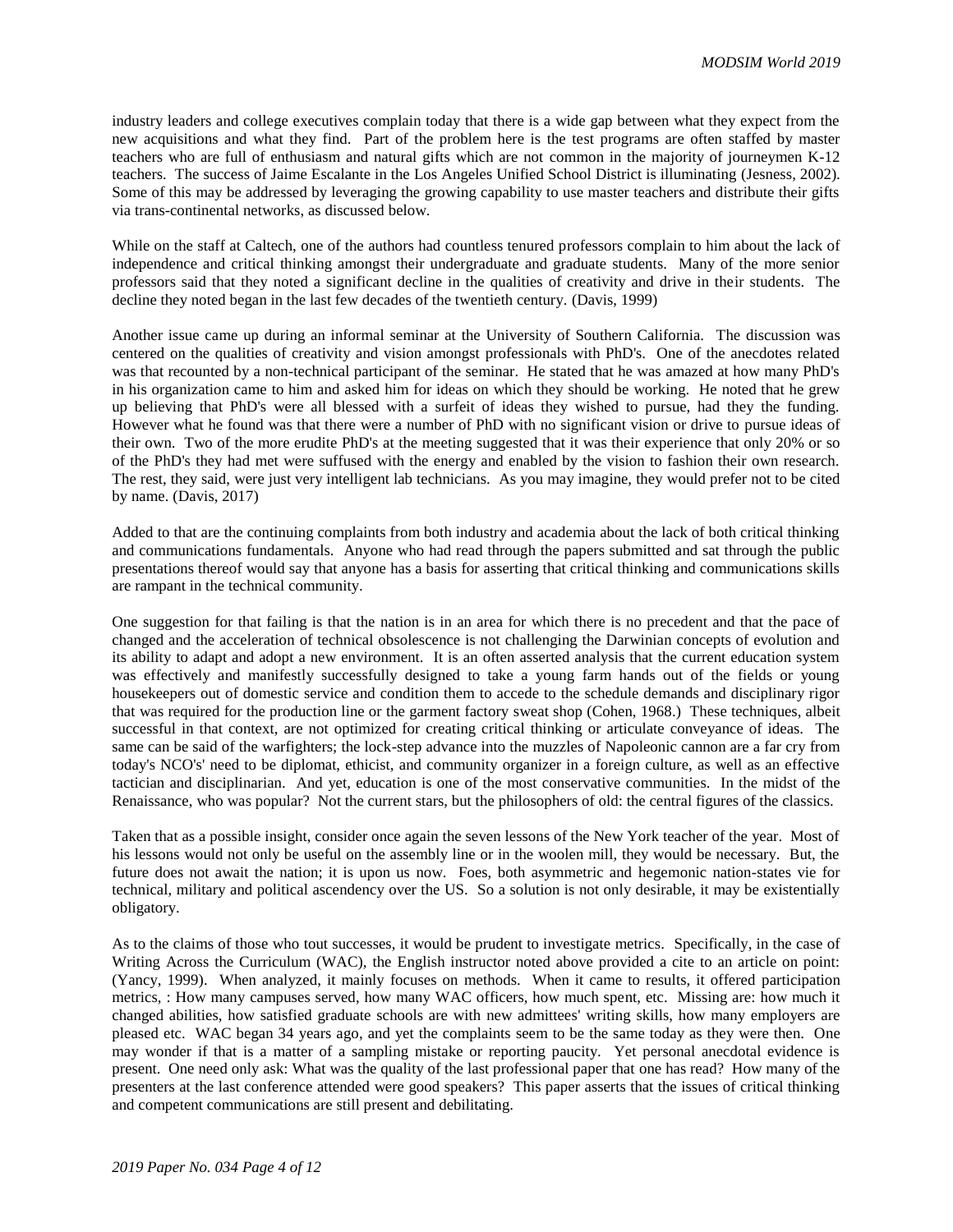industry leaders and college executives complain today that there is a wide gap between what they expect from the new acquisitions and what they find. Part of the problem here is the test programs are often staffed by master teachers who are full of enthusiasm and natural gifts which are not common in the majority of journeymen K-12 teachers. The success of Jaime Escalante in the Los Angeles Unified School District is illuminating (Jesness, 2002). Some of this may be addressed by leveraging the growing capability to use master teachers and distribute their gifts via trans-continental networks, as discussed below.

While on the staff at Caltech, one of the authors had countless tenured professors complain to him about the lack of independence and critical thinking amongst their undergraduate and graduate students. Many of the more senior professors said that they noted a significant decline in the qualities of creativity and drive in their students. The decline they noted began in the last few decades of the twentieth century. (Davis, 1999)

Another issue came up during an informal seminar at the University of Southern California. The discussion was centered on the qualities of creativity and vision amongst professionals with PhD's. One of the anecdotes related was that recounted by a non-technical participant of the seminar. He stated that he was amazed at how many PhD's in his organization came to him and asked him for ideas on which they should be working. He noted that he grew up believing that PhD's were all blessed with a surfeit of ideas they wished to pursue, had they the funding. However what he found was that there were a number of PhD with no significant vision or drive to pursue ideas of their own. Two of the more erudite PhD's at the meeting suggested that it was their experience that only 20% or so of the PhD's they had met were suffused with the energy and enabled by the vision to fashion their own research. The rest, they said, were just very intelligent lab technicians. As you may imagine, they would prefer not to be cited by name. (Davis, 2017)

Added to that are the continuing complaints from both industry and academia about the lack of both critical thinking and communications fundamentals. Anyone who had read through the papers submitted and sat through the public presentations thereof would say that anyone has a basis for asserting that critical thinking and communications skills are rampant in the technical community.

One suggestion for that failing is that the nation is in an area for which there is no precedent and that the pace of changed and the acceleration of technical obsolescence is not challenging the Darwinian concepts of evolution and its ability to adapt and adopt a new environment. It is an often asserted analysis that the current education system was effectively and manifestly successfully designed to take a young farm hands out of the fields or young housekeepers out of domestic service and condition them to accede to the schedule demands and disciplinary rigor that was required for the production line or the garment factory sweat shop (Cohen, 1968.) These techniques, albeit successful in that context, are not optimized for creating critical thinking or articulate conveyance of ideas. The same can be said of the warfighters; the lock-step advance into the muzzles of Napoleonic cannon are a far cry from today's NCO's' need to be diplomat, ethicist, and community organizer in a foreign culture, as well as an effective tactician and disciplinarian. And yet, education is one of the most conservative communities. In the midst of the Renaissance, who was popular? Not the current stars, but the philosophers of old: the central figures of the classics.

Taken that as a possible insight, consider once again the seven lessons of the New York teacher of the year. Most of his lessons would not only be useful on the assembly line or in the woolen mill, they would be necessary. But, the future does not await the nation; it is upon us now. Foes, both asymmetric and hegemonic nation-states vie for technical, military and political ascendency over the US. So a solution is not only desirable, it may be existentially obligatory.

As to the claims of those who tout successes, it would be prudent to investigate metrics. Specifically, in the case of Writing Across the Curriculum (WAC), the English instructor noted above provided a cite to an article on point: (Yancy, 1999). When analyzed, it mainly focuses on methods. When it came to results, it offered participation metrics, : How many campuses served, how many WAC officers, how much spent, etc. Missing are: how much it changed abilities, how satisfied graduate schools are with new admittees' writing skills, how many employers are pleased etc. WAC began 34 years ago, and yet the complaints seem to be the same today as they were then. One may wonder if that is a matter of a sampling mistake or reporting paucity. Yet personal anecdotal evidence is present. One need only ask: What was the quality of the last professional paper that one has read? How many of the presenters at the last conference attended were good speakers? This paper asserts that the issues of critical thinking and competent communications are still present and debilitating.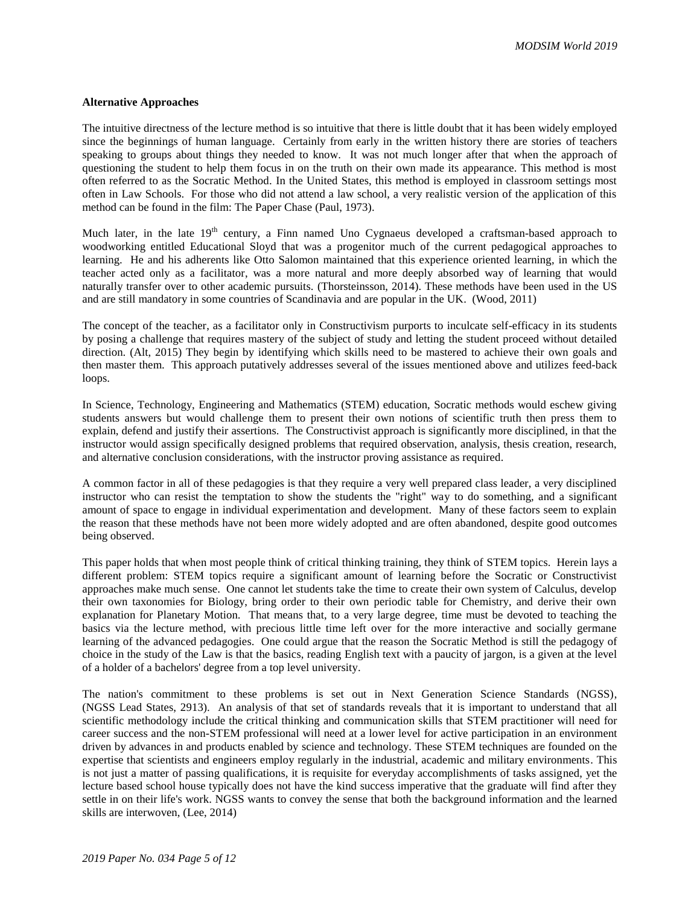**Alternative Approaches**

The intuitive directness of the lecture method is so intuitive that there is little doubt that it has been widely employed since the beginnings of human language. Certainly from early in the written history there are stories of teachers speaking to groups about things they needed to know. It was not much longer after that when the approach of questioning the student to help them focus in on the truth on their own made its appearance. This method is most often referred to as the Socratic Method. In the United States, this method is employed in classroom settings most often in Law Schools. For those who did not attend a law school, a very realistic version of the application of this method can be found in the film: The Paper Chase (Paul, 1973).

Much later, in the late 19th century, a Finn named Uno Cygnaeus developed a craftsman-based approach to woodworking entitled Educational Sloyd that was a progenitor much of the current pedagogical approaches to learning. He and his adherents like Otto Salomon maintained that this experience oriented learning, in which the teacher acted only as a facilitator, was a more natural and more deeply absorbed way of learning that would naturally transfer over to other academic pursuits. (Thorsteinsson, 2014). These methods have been used in the US and are still mandatory in some countries of Scandinavia and are popular in the UK. (Wood, 2011)

The concept of the teacher, as a facilitator only in Constructivism purports to inculcate self-efficacy in its students by posing a challenge that requires mastery of the subject of study and letting the student proceed without detailed direction. (Alt, 2015) They begin by identifying which skills need to be mastered to achieve their own goals and then master them. This approach putatively addresses several of the issues mentioned above and utilizes feed-back loops.

In Science, Technology, Engineering and Mathematics (STEM) education, Socratic methods would eschew giving students answers but would challenge them to present their own notions of scientific truth then press them to explain, defend and justify their assertions. The Constructivist approach is significantly more disciplined, in that the instructor would assign specifically designed problems that required observation, analysis, thesis creation, research, and alternative conclusion considerations, with the instructor proving assistance as required.

A common factor in all of these pedagogies is that they require a very well prepared class leader, a very disciplined instructor who can resist the temptation to show the students the "right" way to do something, and a significant amount of space to engage in individual experimentation and development. Many of these factors seem to explain the reason that these methods have not been more widely adopted and are often abandoned, despite good outcomes being observed.

This paper holds that when most people think of critical thinking training, they think of STEM topics. Herein lays a different problem: STEM topics require a significant amount of learning before the Socratic or Constructivist approaches make much sense. One cannot let students take the time to create their own system of Calculus, develop their own taxonomies for Biology, bring order to their own periodic table for Chemistry, and derive their own explanation for Planetary Motion. That means that, to a very large degree, time must be devoted to teaching the basics via the lecture method, with precious little time left over for the more interactive and socially germane learning of the advanced pedagogies. One could argue that the reason the Socratic Method is still the pedagogy of choice in the study of the Law is that the basics, reading English text with a paucity of jargon, is a given at the level of a holder of a bachelors' degree from a top level university.

The nation's commitment to these problems is set out in Next Generation Science Standards (NGSS), (NGSS Lead States, 2913). An analysis of that set of standards reveals that it is important to understand that all scientific methodology include the critical thinking and communication skills that STEM practitioner will need for career success and the non-STEM professional will need at a lower level for active participation in an environment driven by advances in and products enabled by science and technology. These STEM techniques are founded on the expertise that scientists and engineers employ regularly in the industrial, academic and military environments. This is not just a matter of passing qualifications, it is requisite for everyday accomplishments of tasks assigned, yet the lecture based school house typically does not have the kind success imperative that the graduate will find after they settle in on their life's work. NGSS wants to convey the sense that both the background information and the learned skills are interwoven, (Lee, 2014)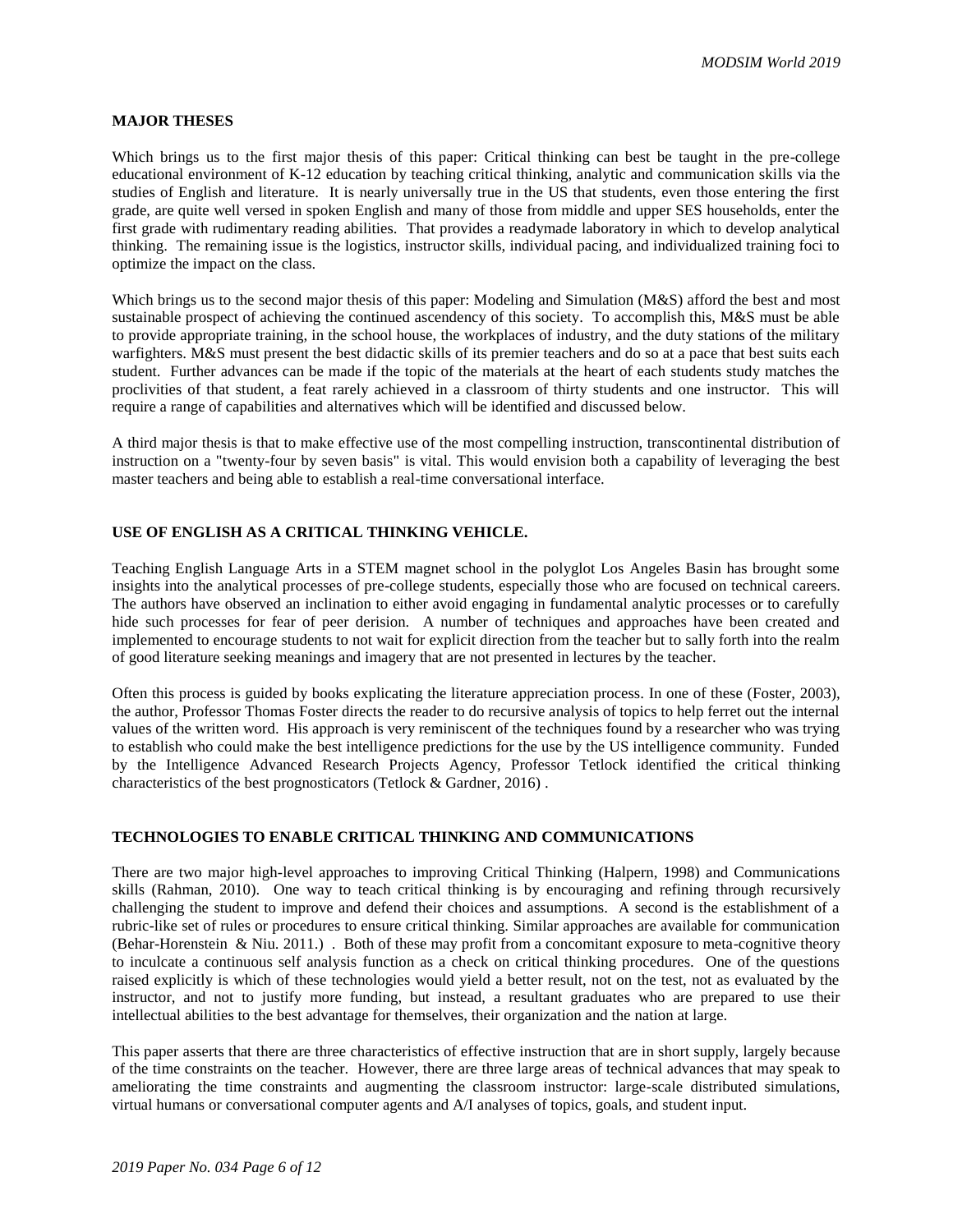## MAJOR THESES

Which brings us to the first major thesis of this paper: Critical thinking can best be taught in the pre-college educational environment of K-12 education by teaching critical thinking, analytic and communication skills via the studies of English and literature. It is nearly universally true in the US that students, even those entering the first grade, are quite well versed in spoken English and many of those from middle and upper SES households, enter the first grade with rudimentary reading abilities. That provides a readymade laboratory in which to develop analytical thinking. The remaining issue is the logistics, instructor skills, individual pacing, and individualized training foci to optimize the impact on the class.

Which brings us to the second major thesis of this paper: Modeling and Simulation (M&S) afford the best and most sustainable prospect of achieving the continued ascendency of this society. To accomplish this, M&S must be able to provide appropriate training, in the school house, the workplaces of industry, and the duty stations of the military warfighters. M&S must present the best didactic skills of its premier teachers and do so at a pace that best suits each student. Further advances can be made if the topic of the materials at the heart of each students study matches the proclivities of that student, a feat rarely achieved in a classroom of thirty students and one instructor. This will require a range of capabilities and alternatives which will be identified and discussed below.

A third major thesis is that to make effective use of the most compelling instruction, transcontinental distribution of instruction on a "twenty-four by seven basis" is vital. This would envision both a capability of leveraging the best master teachers and being able to establish a real-time conversational interface.

## USE OF ENGLISH AS A CRITICAL THINKING VEHICLE.

Teaching English Language Arts in a STEM magnet school in the polyglot Los Angeles Basin has brought some insights into the analytical processes of pre-college students, especially those who are focused on technical careers. The authors have observed an inclination to either avoid engaging in fundamental analytic processes or to carefully hide such processes for fear of peer derision. A number of techniques and approaches have been created and implemented to encourage students to not wait for explicit direction from the teacher but to sally forth into the realm of good literature seeking meanings and imagery that are not presented in lectures by the teacher.

Often this process is guided by books explicating the literature appreciation process. In one of these (Foster, 2003), the author, Professor Thomas Foster directs the reader to do recursive analysis of topics to help ferret out the internal values of the written word. His approach is very reminiscent of the techniques found by a researcher who was trying to establish who could make the best intelligence predictions for the use by the US intelligence community. Funded by the Intelligence Advanced Research Projects Agency, Professor Tetlock identified the critical thinking characteristics of the best prognosticators (Tetlock & Gardner, 2016) .

## TECHNOLOGIES TO ENABLE CRITICAL THINKING AND COMMUNICATIONS

There are two major high-level approaches to improving Critical Thinking (Halpern, 1998) and Communications skills (Rahman, 2010). One way to teach critical thinking is by encouraging and refining through recursively challenging the student to improve and defend their choices and assumptions. A second is the establishment of a rubric-like set of rules or procedures to ensure critical thinking. Similar approaches are available for communication (Behar-Horenstein & Niu. 2011.) . Both of these may profit from a concomitant exposure to meta-cognitive theory to inculcate a continuous self analysis function as a check on critical thinking procedures. One of the questions raised explicitly is which of these technologies would yield a better result, not on the test, not as evaluated by the instructor, and not to justify more funding, but instead, a resultant graduates who are prepared to use their intellectual abilities to the best advantage for themselves, their organization and the nation at large.

This paper asserts that there are three characteristics of effective instruction that are in short supply, largely because of the time constraints on the teacher. However, there are three large areas of technical advances that may speak to ameliorating the time constraints and augmenting the classroom instructor: large-scale distributed simulations, virtual humans or conversational computer agents and A/I analyses of topics, goals, and student input.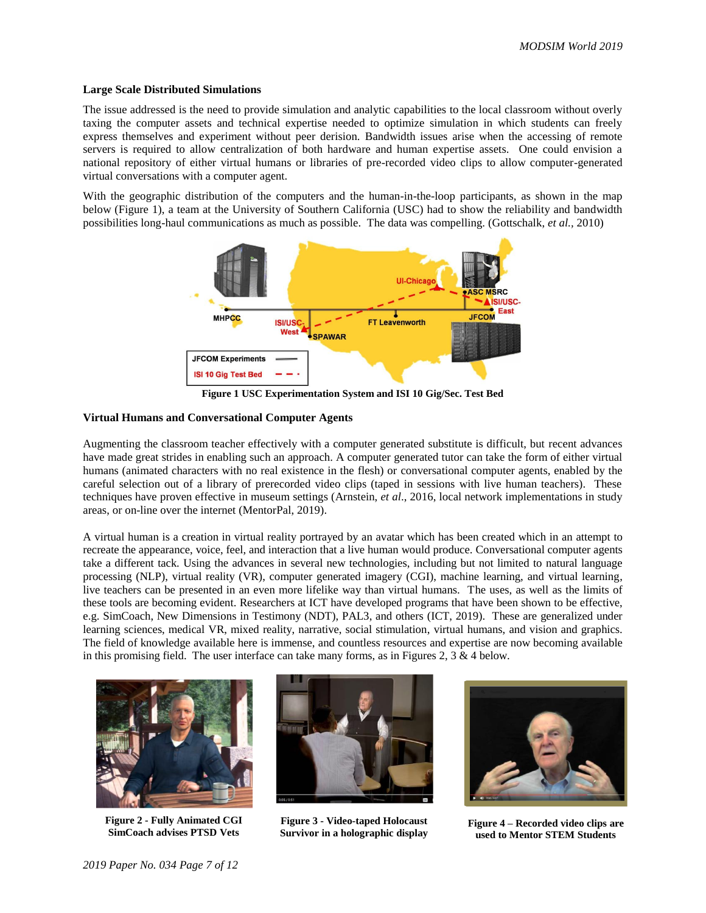**Large Scale Distributed Simulations**

The issue addressed is the need to provide simulation and analytic capabilities to the local classroom without overly taxing the computer assets and technical expertise needed to optimize simulation in which students can freely express themselves and experiment without peer derision. Bandwidth issues arise when the accessing of remote servers is required to allow centralization of both hardware and human expertise assets. One could envision a national repository of either virtual humans or libraries of pre-recorded video clips to allow computer-generated virtual conversations with a computer agent.

With the geographic distribution of the computers and the human-in-the-loop participants, as shown in the map below (Figure 1), a team at the University of Southern California (USC) had to show the reliability and bandwidth possibilities long-haul communications as much as possible. The data was compelling. (Gottschalk, *et al.*, 2010)

**Figure 1 USC Experimentation System and ISI 10 Gig/Sec. Test Bed**

**Virtual Humans and Conversational Computer Agents**

Augmenting the classroom teacher effectively with a computer generated substitute is difficult, but recent advances have made great strides in enabling such an approach. A computer generated tutor can take the form of either virtual humans (animated characters with no real existence in the flesh) or conversational computer agents, enabled by the careful selection out of a library of prerecorded video clips (taped in sessions with live human teachers). These techniques have proven effective in museum settings (Arnstein, *et al*., 2016, local network implementations in study areas, or on-line over the internet (MentorPal, 2019).

A virtual human is a creation in virtual reality portrayed by an avatar which has been created which in an attempt to recreate the appearance, voice, feel, and interaction that a live human would produce. Conversational computer agents take a different tack. Using the advances in several new technologies, including but not limited to natural language processing (NLP), virtual reality (VR), computer generated imagery (CGI), machine learning, and virtual learning, live teachers can be presented in an even more lifelike way than virtual humans. The uses, as well as the limits of these tools are becoming evident. Researchers at ICT have developed programs that have been shown to be effective, e.g. SimCoach, New Dimensions in Testimony (NDT), PAL3, and others (ICT, 2019). These are generalized under learning sciences, medical VR, mixed reality, narrative, social stimulation, virtual humans, and vision and graphics. The field of knowledge available here is immense, and countless resources and expertise are now becoming available in this promising field. The user interface can take many forms, as in Figures 2, 3 & 4 below.

**Figure 2 - Fully Animated CGI SimCoach advises PTSD Vets**

**Figure 3 - Video-taped Holocaust Survivor in a holographic display**

**Figure 4 – Recorded video clips are used to Mentor STEM Students**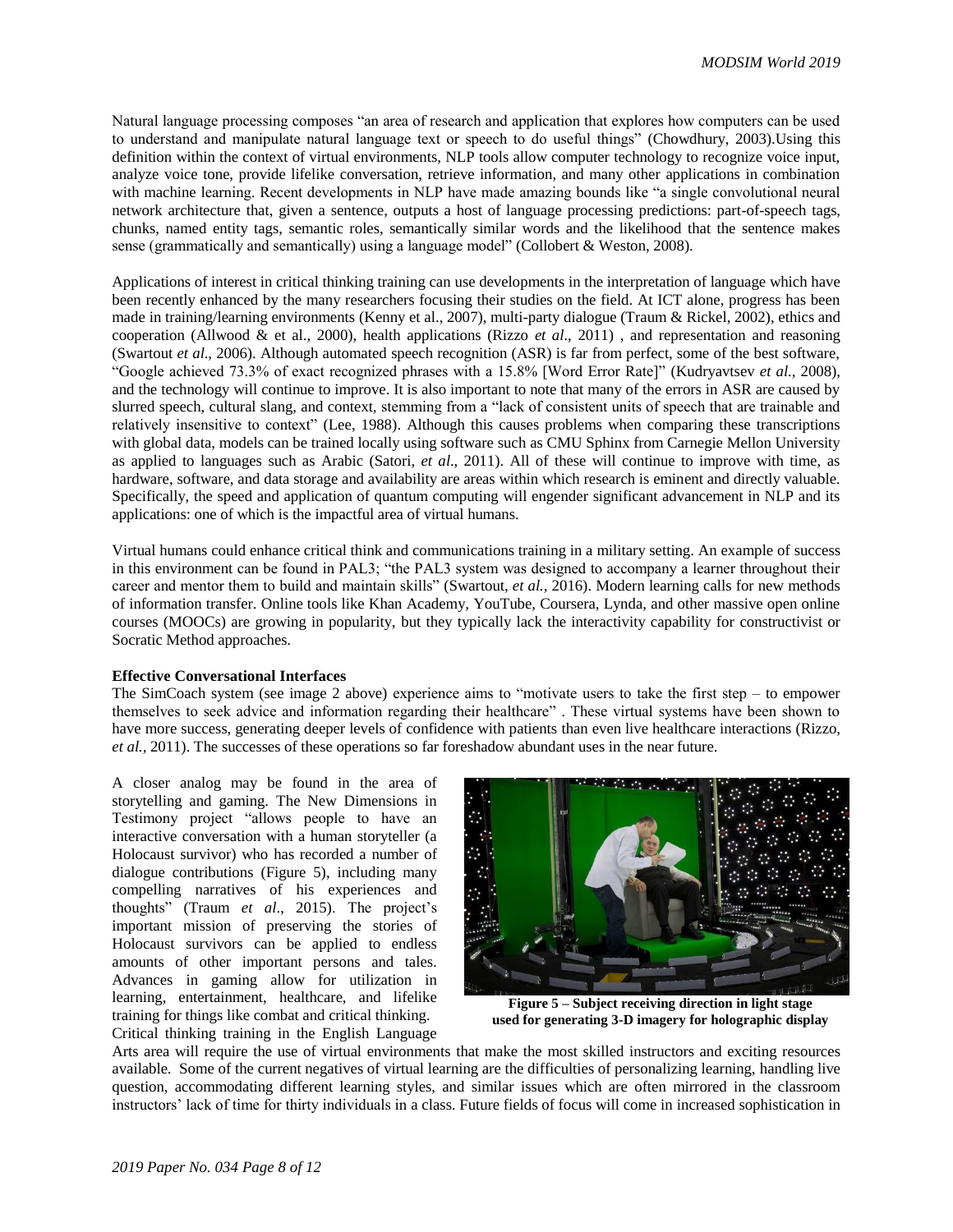Natural language processing composes "an area of research and application that explores how computers can be used to understand and manipulate natural language text or speech to do useful things" (Chowdhury, 2003).Using this definition within the context of virtual environments, NLP tools allow computer technology to recognize voice input, analyze voice tone, provide lifelike conversation, retrieve information, and many other applications in combination with machine learning. Recent developments in NLP have made amazing bounds like "a single convolutional neural network architecture that, given a sentence, outputs a host of language processing predictions: part-of-speech tags, chunks, named entity tags, semantic roles, semantically similar words and the likelihood that the sentence makes sense (grammatically and semantically) using a language model" (Collobert & Weston, 2008).

Applications of interest in critical thinking training can use developments in the interpretation of language which have been recently enhanced by the many researchers focusing their studies on the field. At ICT alone, progress has been made in training/learning environments (Kenny et al., 2007), multi-party dialogue (Traum & Rickel, 2002), ethics and cooperation (Allwood & et al., 2000), health applications (Rizzo *et al*., 2011) , and representation and reasoning (Swartout *et al*., 2006). Although automated speech recognition (ASR) is far from perfect, some of the best software, "Google achieved 73.3% of exact recognized phrases with a 15.8% [Word Error Rate]" (Kudryavtsev *et al.*, 2008), and the technology will continue to improve. It is also important to note that many of the errors in ASR are caused by slurred speech, cultural slang, and context, stemming from a "lack of consistent units of speech that are trainable and relatively insensitive to context" (Lee, 1988). Although this causes problems when comparing these transcriptions with global data, models can be trained locally using software such as CMU Sphinx from Carnegie Mellon University as applied to languages such as Arabic (Satori, *et al*., 2011). All of these will continue to improve with time, as hardware, software, and data storage and availability are areas within which research is eminent and directly valuable. Specifically, the speed and application of quantum computing will engender significant advancement in NLP and its applications: one of which is the impactful area of virtual humans.

Virtual humans could enhance critical think and communications training in a military setting. An example of success in this environment can be found in PAL3; "the PAL3 system was designed to accompany a learner throughout their career and mentor them to build and maintain skills" (Swartout, *et al.,* 2016). Modern learning calls for new methods of information transfer. Online tools like Khan Academy, YouTube, Coursera, Lynda, and other massive open online courses (MOOCs) are growing in popularity, but they typically lack the interactivity capability for constructivist or Socratic Method approaches.

**Effective Conversational Interfaces**

The SimCoach system (see image 2 above) experience aims to "motivate users to take the first step – to empower themselves to seek advice and information regarding their healthcare" . These virtual systems have been shown to have more success, generating deeper levels of confidence with patients than even live healthcare interactions (Rizzo, *et al.,* 2011). The successes of these operations so far foreshadow abundant uses in the near future.

A closer analog may be found in the area of storytelling and gaming. The New Dimensions in Testimony project "allows people to have an interactive conversation with a human storyteller (a Holocaust survivor) who has recorded a number of dialogue contributions (Figure 5), including many compelling narratives of his experiences and thoughts" (Traum *et al*., 2015). The project's important mission of preserving the stories of Holocaust survivors can be applied to endless amounts of other important persons and tales. Advances in gaming allow for utilization in learning, entertainment, healthcare, and lifelike training for things like combat and critical thinking. Critical thinking training in the English Language Arts area will require the use of virtual environments that make the most skilled instructors and exciting resources available. Some of the current negatives of virtual learning are the difficulties of personalizing learning, handling live question, accommodating different learning styles, and similar issues which are often mirrored in the classroom instructors' lack of time for thirty individuals in a class. Future fields of focus will come in increased sophistication in

**Figure 5 – Subject receiving direction in light stage used for generating 3-D imagery for holographic display**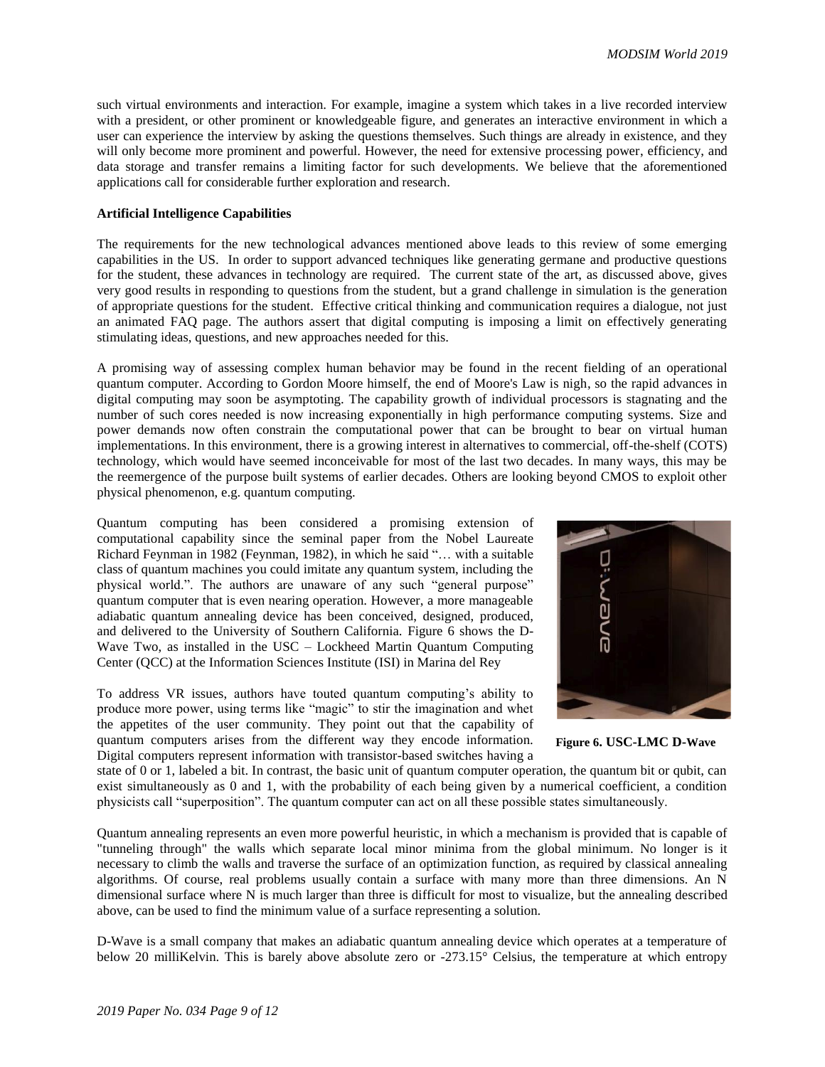such virtual environments and interaction. For example, imagine a system which takes in a live recorded interview with a president, or other prominent or knowledgeable figure, and generates an interactive environment in which a user can experience the interview by asking the questions themselves. Such things are already in existence, and they will only become more prominent and powerful. However, the need for extensive processing power, efficiency, and data storage and transfer remains a limiting factor for such developments. We believe that the aforementioned applications call for considerable further exploration and research.

**Artificial Intelligence Capabilities**

The requirements for the new technological advances mentioned above leads to this review of some emerging capabilities in the US. In order to support advanced techniques like generating germane and productive questions for the student, these advances in technology are required. The current state of the art, as discussed above, gives very good results in responding to questions from the student, but a grand challenge in simulation is the generation of appropriate questions for the student. Effective critical thinking and communication requires a dialogue, not just an animated FAQ page. The authors assert that digital computing is imposing a limit on effectively generating stimulating ideas, questions, and new approaches needed for this.

A promising way of assessing complex human behavior may be found in the recent fielding of an operational quantum computer. According to Gordon Moore himself, the end of Moore's Law is nigh, so the rapid advances in digital computing may soon be asymptoting. The capability growth of individual processors is stagnating and the number of such cores needed is now increasing exponentially in high performance computing systems. Size and power demands now often constrain the computational power that can be brought to bear on virtual human implementations. In this environment, there is a growing interest in alternatives to commercial, off-the-shelf (COTS) technology, which would have seemed inconceivable for most of the last two decades. In many ways, this may be the reemergence of the purpose built systems of earlier decades. Others are looking beyond CMOS to exploit other physical phenomenon, e.g. quantum computing.

Quantum computing has been considered a promising extension of computational capability since the seminal paper from the Nobel Laureate Richard Feynman in 1982 (Feynman, 1982), in which he said "… with a suitable class of quantum machines you could imitate any quantum system, including the physical world.". The authors are unaware of any such "general purpose" quantum computer that is even nearing operation. However, a more manageable adiabatic quantum annealing device has been conceived, designed, produced, and delivered to the University of Southern California. Figure 6 shows the D-Wave Two, as installed in the USC – Lockheed Martin Quantum Computing Center (QCC) at the Information Sciences Institute (ISI) in Marina del Rey

**Figure 6. USC-LMC D-Wave**

To address VR issues, authors have touted quantum computing's ability to produce more power, using terms like "magic" to stir the imagination and whet the appetites of the user community. They point out that the capability of quantum computers arises from the different way they encode information. Digital computers represent information with transistor-based switches having a state of 0 or 1, labeled a bit. In contrast, the basic unit of quantum computer operation, the quantum bit or qubit, can exist simultaneously as 0 and 1, with the probability of each being given by a numerical coefficient, a condition physicists call "superposition". The quantum computer can act on all these possible states simultaneously.

Quantum annealing represents an even more powerful heuristic, in which a mechanism is provided that is capable of "tunneling through" the walls which separate local minor minima from the global minimum. No longer is it necessary to climb the walls and traverse the surface of an optimization function, as required by classical annealing algorithms. Of course, real problems usually contain a surface with many more than three dimensions. An N dimensional surface where N is much larger than three is difficult for most to visualize, but the annealing described above, can be used to find the minimum value of a surface representing a solution.

D-Wave is a small company that makes an adiabatic quantum annealing device which operates at a temperature of below 20 milliKelvin. This is barely above absolute zero or -273.15° Celsius, the temperature at which entropy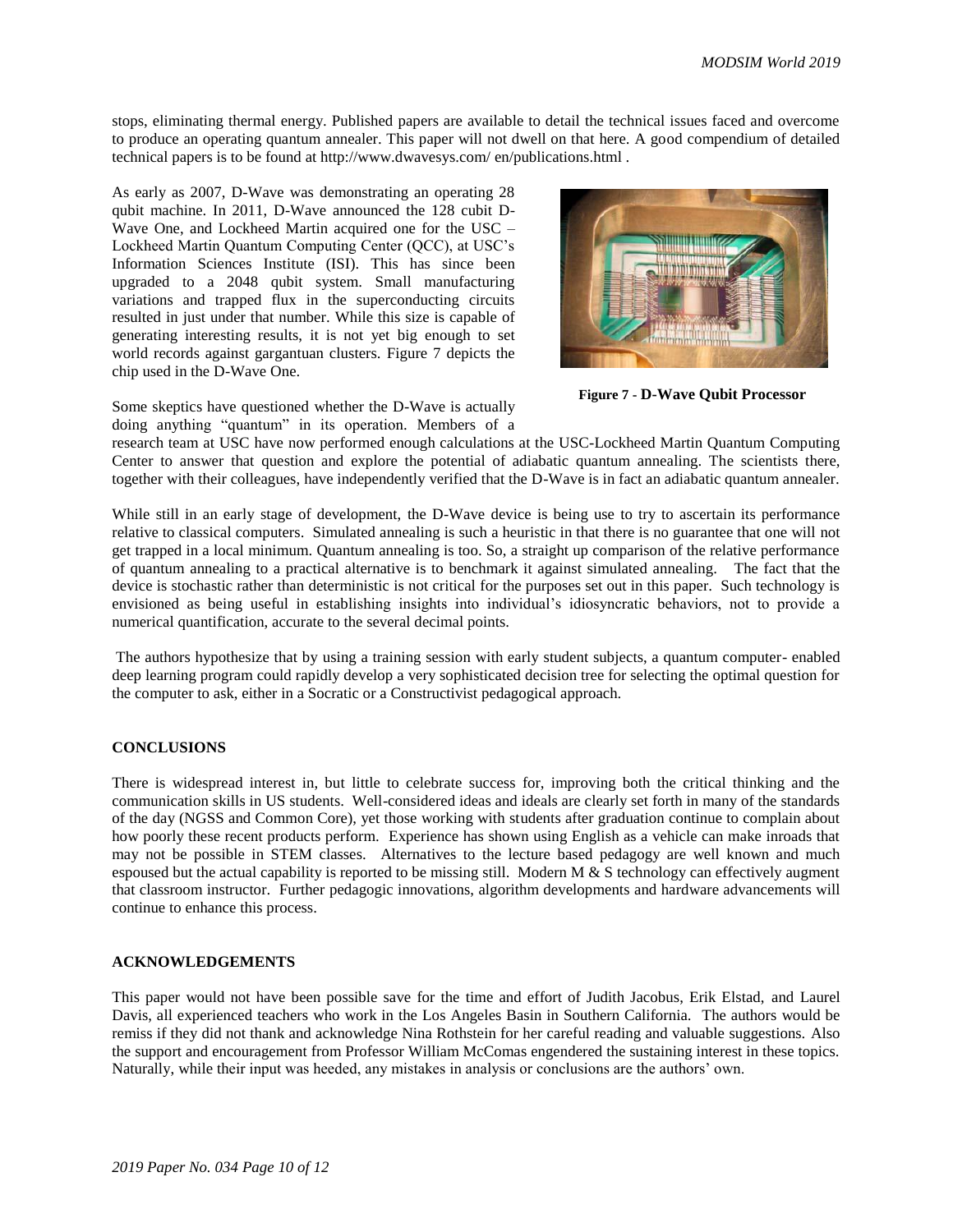stops, eliminating thermal energy. Published papers are available to detail the technical issues faced and overcome to produce an operating quantum annealer. This paper will not dwell on that here. A good compendium of detailed technical papers is to be found at http://www.dwavesys.com/ en/publications.html .

As early as 2007, D-Wave was demonstrating an operating 28 qubit machine. In 2011, D-Wave announced the 128 cubit D-Wave One, and Lockheed Martin acquired one for the USC – Lockheed Martin Quantum Computing Center (QCC), at USC's Information Sciences Institute (ISI). This has since been upgraded to a 2048 qubit system. Small manufacturing variations and trapped flux in the superconducting circuits resulted in just under that number. While this size is capable of generating interesting results, it is not yet big enough to set world records against gargantuan clusters. Figure 7 depicts the chip used in the D-Wave One.

**Figure 7 - D-Wave Qubit Processor**

Some skeptics have questioned whether the D-Wave is actually doing anything "quantum" in its operation. Members of a research team at USC have now performed enough calculations at the USC-Lockheed Martin Quantum Computing Center to answer that question and explore the potential of adiabatic quantum annealing. The scientists there, together with their colleagues, have independently verified that the D-Wave is in fact an adiabatic quantum annealer.

While still in an early stage of development, the D-Wave device is being use to try to ascertain its performance relative to classical computers. Simulated annealing is such a heuristic in that there is no guarantee that one will not get trapped in a local minimum. Quantum annealing is too. So, a straight up comparison of the relative performance of quantum annealing to a practical alternative is to benchmark it against simulated annealing. The fact that the device is stochastic rather than deterministic is not critical for the purposes set out in this paper. Such technology is envisioned as being useful in establishing insights into individual's idiosyncratic behaviors, not to provide a numerical quantification, accurate to the several decimal points.

The authors hypothesize that by using a training session with early student subjects, a quantum computer- enabled deep learning program could rapidly develop a very sophisticated decision tree for selecting the optimal question for the computer to ask, either in a Socratic or a Constructivist pedagogical approach.

## CONCLUSIONS

There is widespread interest in, but little to celebrate success for, improving both the critical thinking and the communication skills in US students. Well-considered ideas and ideals are clearly set forth in many of the standards of the day (NGSS and Common Core), yet those working with students after graduation continue to complain about how poorly these recent products perform. Experience has shown using English as a vehicle can make inroads that may not be possible in STEM classes. Alternatives to the lecture based pedagogy are well known and much espoused but the actual capability is reported to be missing still. Modern M & S technology can effectively augment that classroom instructor. Further pedagogic innovations, algorithm developments and hardware advancements will continue to enhance this process.

## ACKNOWLEDGEMENTS

This paper would not have been possible save for the time and effort of Judith Jacobus, Erik Elstad, and Laurel Davis, all experienced teachers who work in the Los Angeles Basin in Southern California. The authors would be remiss if they did not thank and acknowledge Nina Rothstein for her careful reading and valuable suggestions. Also the support and encouragement from Professor William McComas engendered the sustaining interest in these topics. Naturally, while their input was heeded, any mistakes in analysis or conclusions are the authors' own.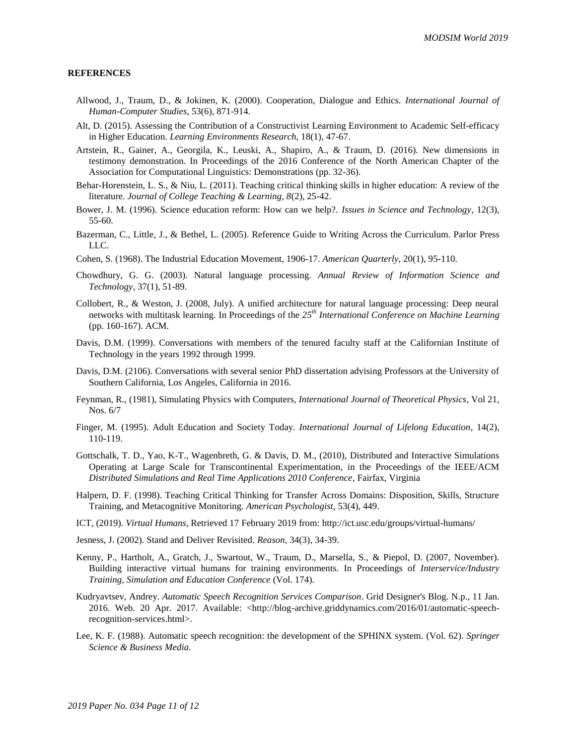**REFERENCES**

Allwood, J., Traum, D., & Jokinen, K. (2000). Cooperation, Dialogue and Ethics. *International Journal of Human-Computer Studies*, 53(6), 871-914.

Alt, D. (2015). Assessing the Contribution of a Constructivist Learning Environment to Academic Self-efficacy in Higher Education. *Learning Environments Research*, 18(1), 47-67.

Artstein, R., Gainer, A., Georgila, K., Leuski, A., Shapiro, A., & Traum, D. (2016). New dimensions in testimony demonstration. In Proceedings of the 2016 Conference of the North American Chapter of the Association for Computational Linguistics: Demonstrations (pp. 32-36).

Behar-Horenstein, L. S., & Niu, L. (2011). Teaching critical thinking skills in higher education: A review of the literature. *Journal of College Teaching & Learning, 8*(2), 25-42.

Bower, J. M. (1996). Science education reform: How can we help?. *Issues in Science and Technology*, 12(3), 55-60.

Bazerman, C., Little, J., & Bethel, L. (2005). Reference Guide to Writing Across the Curriculum. Parlor Press LLC.

Cohen, S. (1968). The Industrial Education Movement, 1906-17. *American Quarterly*, 20(1), 95-110.

Chowdhury, G. G. (2003). Natural language processing. *Annual Review of Information Science and Technology*, 37(1), 51-89.

Collobert, R., & Weston, J. (2008, July). A unified architecture for natural language processing: Deep neural networks with multitask learning. In Proceedings of the *25th International Conference on Machine Learning* (pp. 160-167). ACM.

Davis, D.M. (1999). Conversations with members of the tenured faculty staff at the Californian Institute of Technology in the years 1992 through 1999.

Davis, D.M. (2106). Conversations with several senior PhD dissertation advising Professors at the University of Southern California, Los Angeles, California in 2016.

Feynman, R., (1981), Simulating Physics with Computers, *International Journal of Theoretical Physics*, Vol 21, Nos. 6/7

Finger, M. (1995). Adult Education and Society Today. *International Journal of Lifelong Education*, 14(2), 110-119.

Gottschalk, T. D., Yao, K-T., Wagenbreth, G. & Davis, D. M., (2010), Distributed and Interactive Simulations Operating at Large Scale for Transcontinental Experimentation, in the Proceedings of the IEEE/ACM *Distributed Simulations and Real Time Applications 2010 Conference*, Fairfax, Virginia

Halpern, D. F. (1998). Teaching Critical Thinking for Transfer Across Domains: Disposition, Skills, Structure Training, and Metacognitive Monitoring. *American Psychologist*, 53(4), 449.

ICT, (2019). *Virtual Humans*, Retrieved 17 February 2019 from: http://ict.usc.edu/groups/virtual-humans/

Jesness, J. (2002). Stand and Deliver Revisited. *Reason*, 34(3), 34-39.

Kenny, P., Hartholt, A., Gratch, J., Swartout, W., Traum, D., Marsella, S., & Piepol, D. (2007, November). Building interactive virtual humans for training environments. In Proceedings of *Interservice/Industry Training, Simulation and Education Conference* (Vol. 174).

Kudryavtsev, Andrey. *Automatic Speech Recognition Services Comparison*. Grid Designer's Blog. N.p., 11 Jan. 2016. Web. 20 Apr. 2017. Available: <http://blog-archive.griddynamics.com/2016/01/automatic-speech-recognition-services.html>.

Lee, K. F. (1988). Automatic speech recognition: the development of the SPHINX system. (Vol. 62). *Springer Science & Business Media.*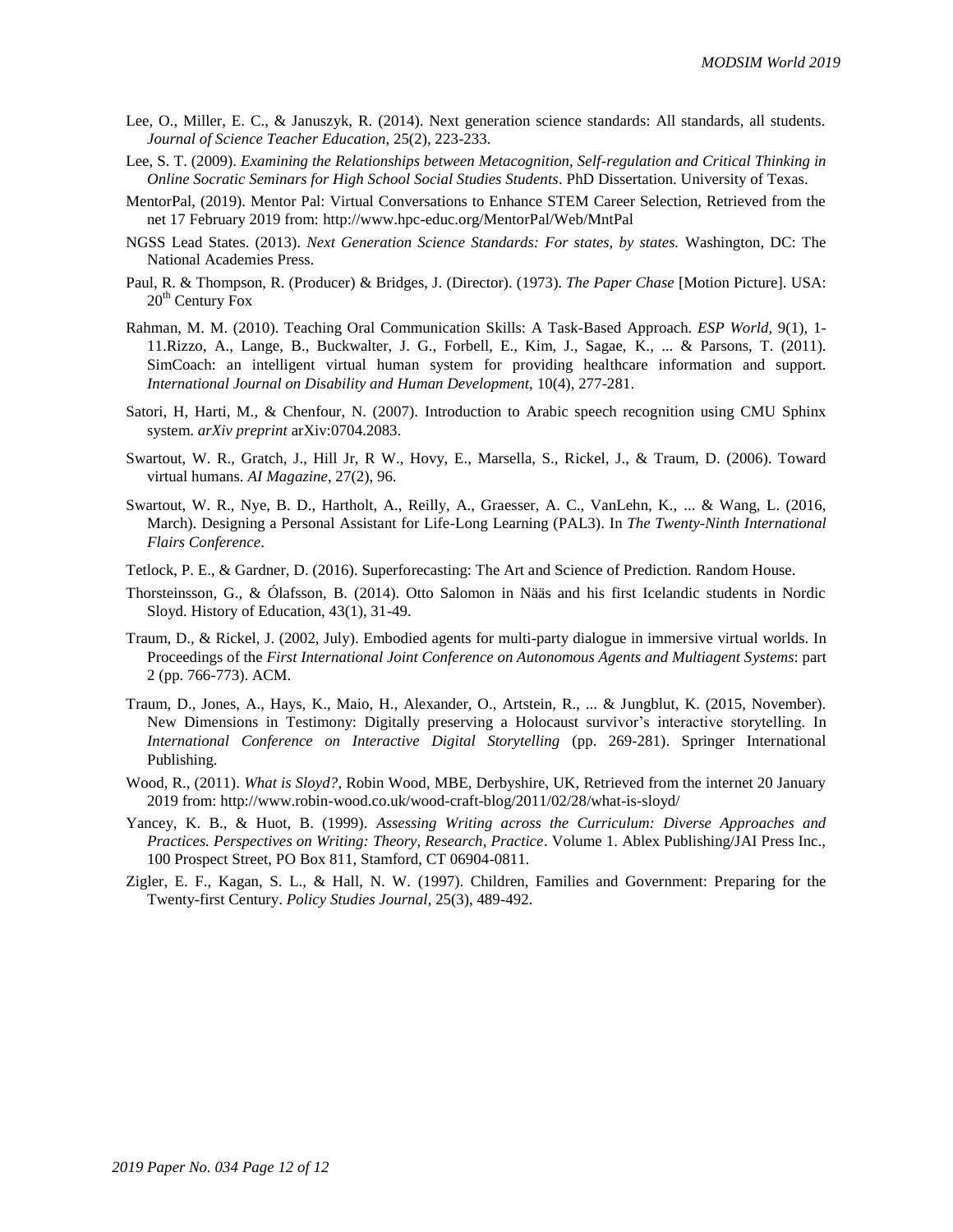Lee, O., Miller, E. C., & Januszyk, R. (2014). Next generation science standards: All standards, all students. *Journal of Science Teacher Education*, 25(2), 223-233.

Lee, S. T. (2009). *Examining the Relationships between Metacognition, Self-regulation and Critical Thinking in Online Socratic Seminars for High School Social Studies Students*. PhD Dissertation. University of Texas.

MentorPal, (2019). Mentor Pal: Virtual Conversations to Enhance STEM Career Selection, Retrieved from the net 17 February 2019 from: http://www.hpc-educ.org/MentorPal/Web/MntPal

NGSS Lead States. (2013). *Next Generation Science Standards: For states, by states.* Washington, DC: The National Academies Press.

Paul, R. & Thompson, R. (Producer) & Bridges, J. (Director). (1973). *The Paper Chase* [Motion Picture]. USA: 20th Century Fox

Rahman, M. M. (2010). Teaching Oral Communication Skills: A Task-Based Approach. *ESP World*, 9(1), 1-11.Rizzo, A., Lange, B., Buckwalter, J. G., Forbell, E., Kim, J., Sagae, K., ... & Parsons, T. (2011). SimCoach: an intelligent virtual human system for providing healthcare information and support. *International Journal on Disability and Human Development*, 10(4), 277-281.

Satori, H, Harti, M., & Chenfour, N. (2007). Introduction to Arabic speech recognition using CMU Sphinx system. *arXiv preprint* arXiv:0704.2083.

Swartout, W. R., Gratch, J., Hill Jr, R W., Hovy, E., Marsella, S., Rickel, J., & Traum, D. (2006). Toward virtual humans. *AI Magazine*, 27(2), 96.

Swartout, W. R., Nye, B. D., Hartholt, A., Reilly, A., Graesser, A. C., VanLehn, K., ... & Wang, L. (2016, March). Designing a Personal Assistant for Life-Long Learning (PAL3). In *The Twenty-Ninth International Flairs Conference*.

Tetlock, P. E., & Gardner, D. (2016). Superforecasting: The Art and Science of Prediction. Random House.

Thorsteinsson, G., & Ólafsson, B. (2014). Otto Salomon in Nääs and his first Icelandic students in Nordic Sloyd. History of Education, 43(1), 31-49.

Traum, D., & Rickel, J. (2002, July). Embodied agents for multi-party dialogue in immersive virtual worlds. In Proceedings of the *First International Joint Conference on Autonomous Agents and Multiagent Systems*: part 2 (pp. 766-773). ACM.

Traum, D., Jones, A., Hays, K., Maio, H., Alexander, O., Artstein, R., ... & Jungblut, K. (2015, November). New Dimensions in Testimony: Digitally preserving a Holocaust survivor's interactive storytelling. In *International Conference on Interactive Digital Storytelling* (pp. 269-281). Springer International Publishing.

Wood, R., (2011). *What is Sloyd?*, Robin Wood, MBE, Derbyshire, UK, Retrieved from the internet 20 January 2019 from: http://www.robin-wood.co.uk/wood-craft-blog/2011/02/28/what-is-sloyd/

Yancey, K. B., & Huot, B. (1999). *Assessing Writing across the Curriculum: Diverse Approaches and Practices. Perspectives on Writing: Theory, Research, Practice*. Volume 1. Ablex Publishing/JAI Press Inc., 100 Prospect Street, PO Box 811, Stamford, CT 06904-0811.

Zigler, E. F., Kagan, S. L., & Hall, N. W. (1997). Children, Families and Government: Preparing for the Twenty-first Century. *Policy Studies Journal*, 25(3), 489-492.